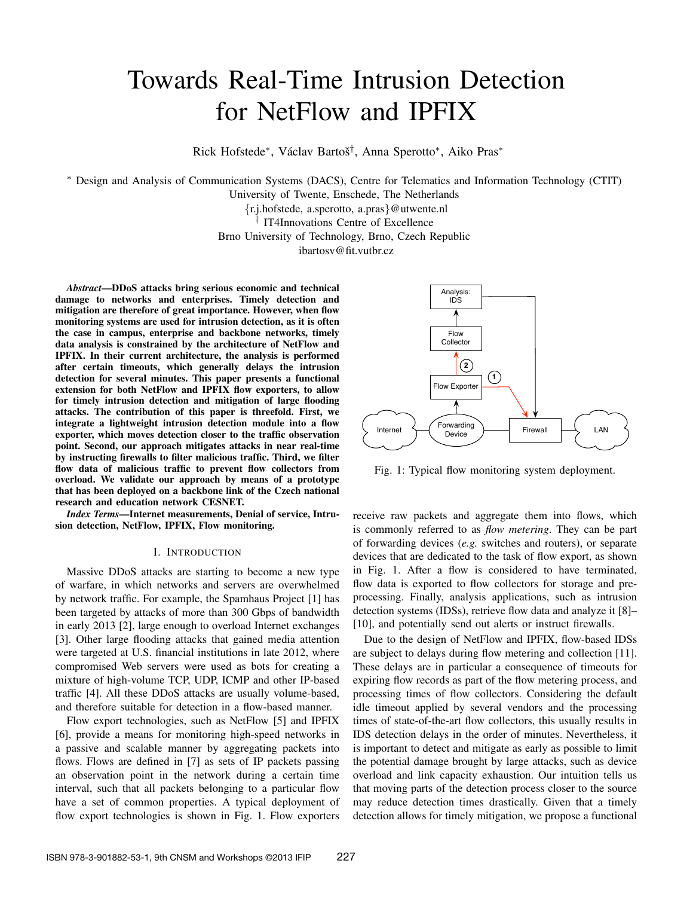# Towards Real-Time Intrusion Detection for NetFlow and IPFIX

Rick Hofstede*, Václav Bartoš†, Anna Sperotto*, Aiko Pras*

* Design and Analysis of Communication Systems (DACS), Centre for Telematics and Information Technology (CTIT)
University of Twente, Enschede, The Netherlands
{r.j.hofstede, a.sperotto, a.pras}@utwente.nl
† IT4Innovations Centre of Excellence
Brno University of Technology, Brno, Czech Republic
ibartosv@fit.vutbr.cz

***Abstract*—DDoS attacks bring serious economic and technical damage to networks and enterprises. Timely detection and mitigation are therefore of great importance. However, when flow monitoring systems are used for intrusion detection, as it is often the case in campus, enterprise and backbone networks, timely data analysis is constrained by the architecture of NetFlow and IPFIX. In their current architecture, the analysis is performed after certain timeouts, which generally delays the intrusion detection for several minutes. This paper presents a functional extension for both NetFlow and IPFIX flow exporters, to allow for timely intrusion detection and mitigation of large flooding attacks. The contribution of this paper is threefold. First, we integrate a lightweight intrusion detection module into a flow exporter, which moves detection closer to the traffic observation point. Second, our approach mitigates attacks in near real-time by instructing firewalls to filter malicious traffic. Third, we filter flow data of malicious traffic to prevent flow collectors from overload. We validate our approach by means of a prototype that has been deployed on a backbone link of the Czech national research and education network CESNET.**

***Index Terms*—Internet measurements, Denial of service, Intrusion detection, NetFlow, IPFIX, Flow monitoring.**

## I. Introduction

Massive DDoS attacks are starting to become a new type of warfare, in which networks and servers are overwhelmed by network traffic. For example, the Spamhaus Project [1] has been targeted by attacks of more than 300 Gbps of bandwidth in early 2013 [2], large enough to overload Internet exchanges [3]. Other large flooding attacks that gained media attention were targeted at U.S. financial institutions in late 2012, where compromised Web servers were used as bots for creating a mixture of high-volume TCP, UDP, ICMP and other IP-based traffic [4]. All these DDoS attacks are usually volume-based, and therefore suitable for detection in a flow-based manner.

Flow export technologies, such as NetFlow [5] and IPFIX [6], provide a means for monitoring high-speed networks in a passive and scalable manner by aggregating packets into flows. Flows are defined in [7] as sets of IP packets passing an observation point in the network during a certain time interval, such that all packets belonging to a particular flow have a set of common properties. A typical deployment of flow export technologies is shown in Fig. 1. Flow exporters receive raw packets and aggregate them into flows, which is commonly referred to as *flow metering*. They can be part of forwarding devices (*e.g.* switches and routers), or separate devices that are dedicated to the task of flow export, as shown in Fig. 1. After a flow is considered to have terminated, flow data is exported to flow collectors for storage and pre-processing. Finally, analysis applications, such as intrusion detection systems (IDSs), retrieve flow data and analyze it [8]–[10], and potentially send out alerts or instruct firewalls.

Fig. 1: Typical flow monitoring system deployment.

Due to the design of NetFlow and IPFIX, flow-based IDSs are subject to delays during flow metering and collection [11]. These delays are in particular a consequence of timeouts for expiring flow records as part of the flow metering process, and processing times of flow collectors. Considering the default idle timeout applied by several vendors and the processing times of state-of-the-art flow collectors, this usually results in IDS detection delays in the order of minutes. Nevertheless, it is important to detect and mitigate as early as possible to limit the potential damage brought by large attacks, such as device overload and link capacity exhaustion. Our intuition tells us that moving parts of the detection process closer to the source may reduce detection times drastically. Given that a timely detection allows for timely mitigation, we propose a functional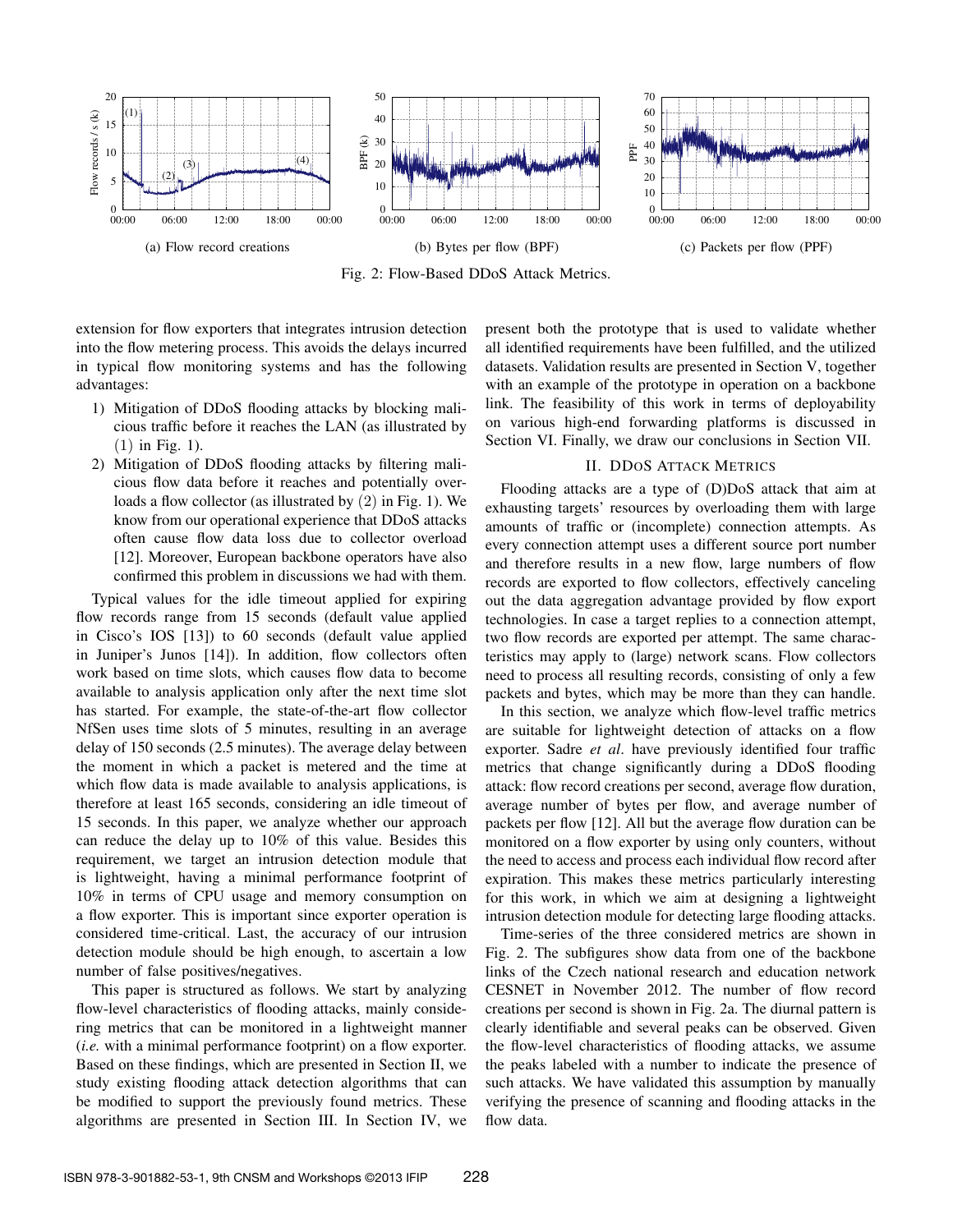(a) Flow record creations

(b) Bytes per flow (BPF)

(c) Packets per flow (PPF)

Fig. 2: Flow-Based DDoS Attack Metrics.

extension for flow exporters that integrates intrusion detection into the flow metering process. This avoids the delays incurred in typical flow monitoring systems and has the following advantages:

1) Mitigation of DDoS flooding attacks by blocking malicious traffic before it reaches the LAN (as illustrated by (1) in Fig. 1).
2) Mitigation of DDoS flooding attacks by filtering malicious flow data before it reaches and potentially overloads a flow collector (as illustrated by (2) in Fig. 1). We know from our operational experience that DDoS attacks often cause flow data loss due to collector overload [12]. Moreover, European backbone operators have also confirmed this problem in discussions we had with them.

Typical values for the idle timeout applied for expiring flow records range from 15 seconds (default value applied in Cisco's IOS [13]) to 60 seconds (default value applied in Juniper's Junos [14]). In addition, flow collectors often work based on time slots, which causes flow data to become available to analysis application only after the next time slot has started. For example, the state-of-the-art flow collector NfSen uses time slots of 5 minutes, resulting in an average delay of 150 seconds (2.5 minutes). The average delay between the moment in which a packet is metered and the time at which flow data is made available to analysis applications, is therefore at least 165 seconds, considering an idle timeout of 15 seconds. In this paper, we analyze whether our approach can reduce the delay up to 10% of this value. Besides this requirement, we target an intrusion detection module that is lightweight, having a minimal performance footprint of 10% in terms of CPU usage and memory consumption on a flow exporter. This is important since exporter operation is considered time-critical. Last, the accuracy of our intrusion detection module should be high enough, to ascertain a low number of false positives/negatives.

This paper is structured as follows. We start by analyzing flow-level characteristics of flooding attacks, mainly considering metrics that can be monitored in a lightweight manner (*i.e.* with a minimal performance footprint) on a flow exporter. Based on these findings, which are presented in Section II, we study existing flooding attack detection algorithms that can be modified to support the previously found metrics. These algorithms are presented in Section III. In Section IV, we present both the prototype that is used to validate whether all identified requirements have been fulfilled, and the utilized datasets. Validation results are presented in Section V, together with an example of the prototype in operation on a backbone link. The feasibility of this work in terms of deployability on various high-end forwarding platforms is discussed in Section VI. Finally, we draw our conclusions in Section VII.

## II. DDoS Attack Metrics

Flooding attacks are a type of (D)DoS attack that aim at exhausting targets' resources by overloading them with large amounts of traffic or (incomplete) connection attempts. As every connection attempt uses a different source port number and therefore results in a new flow, large numbers of flow records are exported to flow collectors, effectively canceling out the data aggregation advantage provided by flow export technologies. In case a target replies to a connection attempt, two flow records are exported per attempt. The same characteristics may apply to (large) network scans. Flow collectors need to process all resulting records, consisting of only a few packets and bytes, which may be more than they can handle.

In this section, we analyze which flow-level traffic metrics are suitable for lightweight detection of attacks on a flow exporter. Sadre *et al*. have previously identified four traffic metrics that change significantly during a DDoS flooding attack: flow record creations per second, average flow duration, average number of bytes per flow, and average number of packets per flow [12]. All but the average flow duration can be monitored on a flow exporter by using only counters, without the need to access and process each individual flow record after expiration. This makes these metrics particularly interesting for this work, in which we aim at designing a lightweight intrusion detection module for detecting large flooding attacks.

Time-series of the three considered metrics are shown in Fig. 2. The subfigures show data from one of the backbone links of the Czech national research and education network CESNET in November 2012. The number of flow record creations per second is shown in Fig. 2a. The diurnal pattern is clearly identifiable and several peaks can be observed. Given the flow-level characteristics of flooding attacks, we assume the peaks labeled with a number to indicate the presence of such attacks. We have validated this assumption by manually verifying the presence of scanning and flooding attacks in the flow data.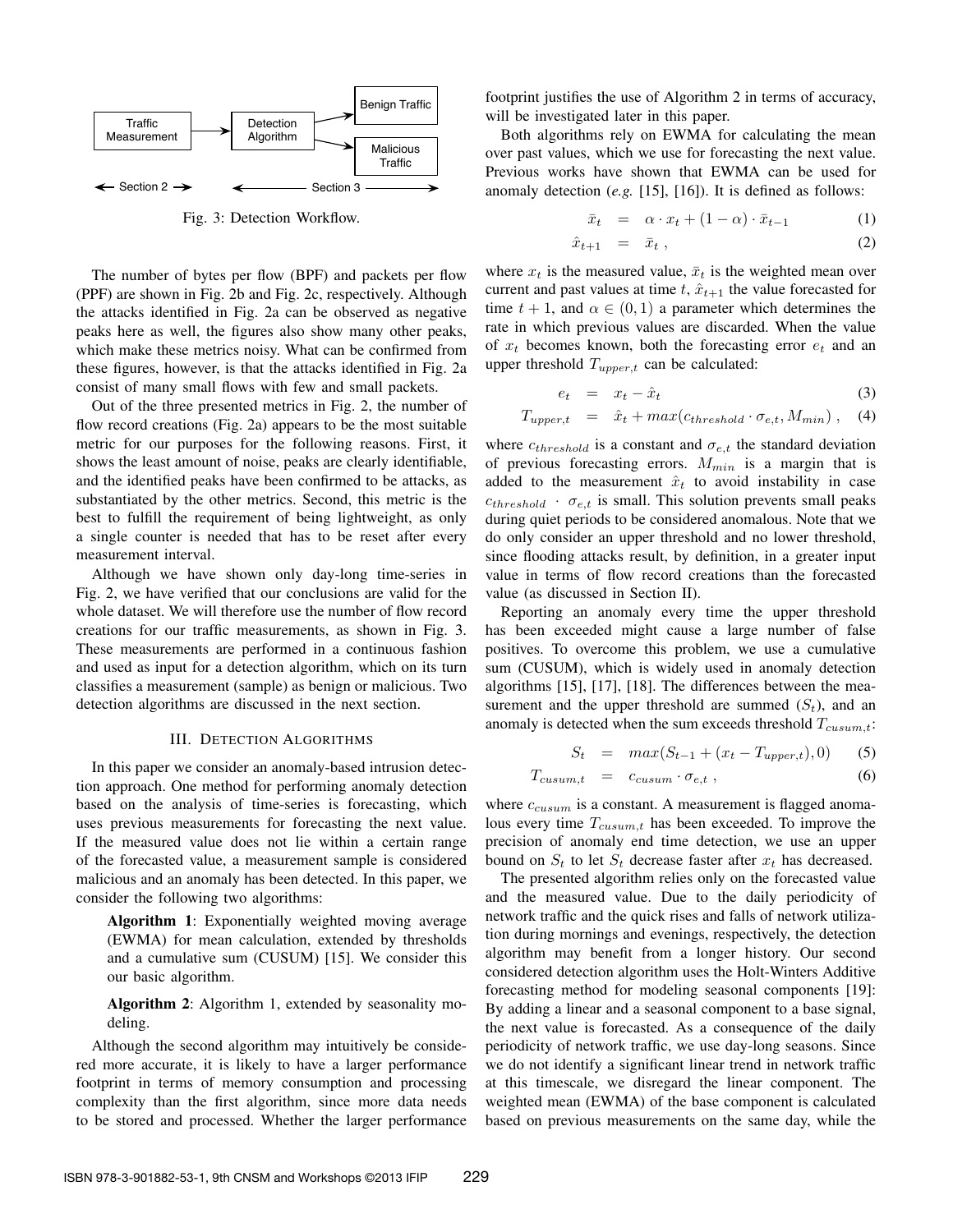Fig. 3: Detection Workflow.

The number of bytes per flow (BPF) and packets per flow (PPF) are shown in Fig. 2b and Fig. 2c, respectively. Although the attacks identified in Fig. 2a can be observed as negative peaks here as well, the figures also show many other peaks, which make these metrics noisy. What can be confirmed from these figures, however, is that the attacks identified in Fig. 2a consist of many small flows with few and small packets.

Out of the three presented metrics in Fig. 2, the number of flow record creations (Fig. 2a) appears to be the most suitable metric for our purposes for the following reasons. First, it shows the least amount of noise, peaks are clearly identifiable, and the identified peaks have been confirmed to be attacks, as substantiated by the other metrics. Second, this metric is the best to fulfill the requirement of being lightweight, as only a single counter is needed that has to be reset after every measurement interval.

Although we have shown only day-long time-series in Fig. 2, we have verified that our conclusions are valid for the whole dataset. We will therefore use the number of flow record creations for our traffic measurements, as shown in Fig. 3. These measurements are performed in a continuous fashion and used as input for a detection algorithm, which on its turn classifies a measurement (sample) as benign or malicious. Two detection algorithms are discussed in the next section.

## III. Detection Algorithms

In this paper we consider an anomaly-based intrusion detection approach. One method for performing anomaly detection based on the analysis of time-series is forecasting, which uses previous measurements for forecasting the next value. If the measured value does not lie within a certain range of the forecasted value, a measurement sample is considered malicious and an anomaly has been detected. In this paper, we consider the following two algorithms:

**Algorithm 1**: Exponentially weighted moving average (EWMA) for mean calculation, extended by thresholds and a cumulative sum (CUSUM) [15]. We consider this our basic algorithm.

**Algorithm 2**: Algorithm 1, extended by seasonality modeling.

Although the second algorithm may intuitively be considered more accurate, it is likely to have a larger performance footprint in terms of memory consumption and processing complexity than the first algorithm, since more data needs to be stored and processed. Whether the larger performance footprint justifies the use of Algorithm 2 in terms of accuracy, will be investigated later in this paper.

Both algorithms rely on EWMA for calculating the mean over past values, which we use for forecasting the next value. Previous works have shown that EWMA can be used for anomaly detection (*e.g.* [15], [16]). It is defined as follows:

$$\bar{x}_t = \alpha \cdot x_t + (1 - \alpha) \cdot \bar{x}_{t-1} \tag{1}$$

$$\hat{x}_{t+1} = \bar{x}_t \, , \tag{2}$$

where $x_t$ is the measured value, $\bar{x}_t$ is the weighted mean over current and past values at time $t$, $\hat{x}_{t+1}$ the value forecasted for time $t+1$, and $\alpha \in (0,1)$ a parameter which determines the rate in which previous values are discarded. When the value of $x_t$ becomes known, both the forecasting error $e_t$ and an upper threshold $T_{upper,t}$ can be calculated:

$$e_t = x_t - \hat{x}_t \tag{3}$$

$$T_{upper,t} = \hat{x}_t + max(c_{threshold} \cdot \sigma_{e,t}, M_{min}) \, , \tag{4}$$

where $c_{threshold}$ is a constant and $\sigma_{e,t}$ the standard deviation of previous forecasting errors. $M_{min}$ is a margin that is added to the measurement $\hat{x}_t$ to avoid instability in case $c_{threshold} \cdot \sigma_{e,t}$ is small. This solution prevents small peaks during quiet periods to be considered anomalous. Note that we do only consider an upper threshold and no lower threshold, since flooding attacks result, by definition, in a greater input value in terms of flow record creations than the forecasted value (as discussed in Section II).

Reporting an anomaly every time the upper threshold has been exceeded might cause a large number of false positives. To overcome this problem, we use a cumulative sum (CUSUM), which is widely used in anomaly detection algorithms [15], [17], [18]. The differences between the measurement and the upper threshold are summed ($S_t$), and an anomaly is detected when the sum exceeds threshold $T_{cusum,t}$:

$$S_t = max(S_{t-1} + (x_t - T_{upper,t}), 0) \tag{5}$$

$$T_{cusum,t} = c_{cusum} \cdot \sigma_{e,t} \, , \tag{6}$$

where $c_{cusum}$ is a constant. A measurement is flagged anomalous every time $T_{cusum,t}$ has been exceeded. To improve the precision of anomaly end time detection, we use an upper bound on $S_t$ to let $S_t$ decrease faster after $x_t$ has decreased.

The presented algorithm relies only on the forecasted value and the measured value. Due to the daily periodicity of network traffic and the quick rises and falls of network utilization during mornings and evenings, respectively, the detection algorithm may benefit from a longer history. Our second considered detection algorithm uses the Holt-Winters Additive forecasting method for modeling seasonal components [19]: By adding a linear and a seasonal component to a base signal, the next value is forecasted. As a consequence of the daily periodicity of network traffic, we use day-long seasons. Since we do not identify a significant linear trend in network traffic at this timescale, we disregard the linear component. The weighted mean (EWMA) of the base component is calculated based on previous measurements on the same day, while the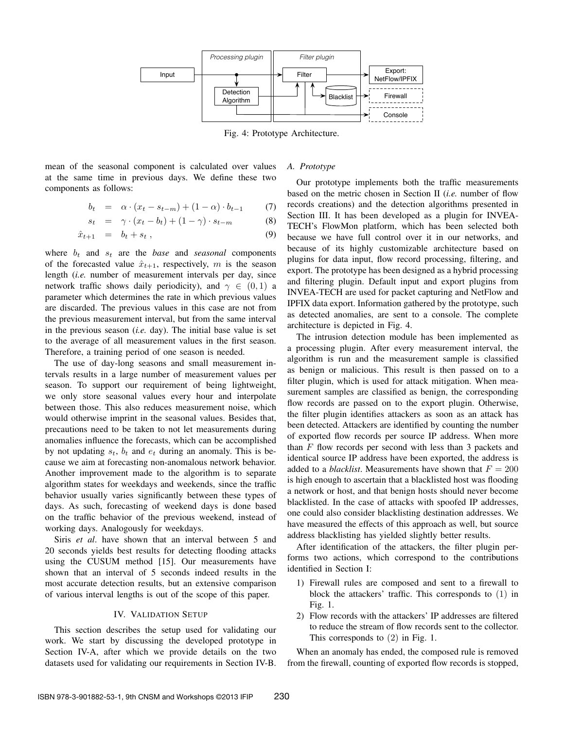Processing plugin

Filter plugin

Input

Detection Algorithm

Filter

Blacklist

Export: NetFlow/IPFIX

Firewall

Console

Fig. 4: Prototype Architecture.

mean of the seasonal component is calculated over values at the same time in previous days. We define these two components as follows:

$$b_t = \alpha \cdot (x_t - s_{t-m}) + (1-\alpha) \cdot b_{t-1} \quad (7)$$

$$s_t = \gamma \cdot (x_t - b_t) + (1-\gamma) \cdot s_{t-m} \quad (8)$$

$$\hat{x}_{t+1} = b_t + s_t , \quad (9)$$

where $b_t$ and $s_t$ are the *base* and *seasonal* components of the forecasted value $\hat{x}_{t+1}$, respectively, $m$ is the season length (*i.e.* number of measurement intervals per day, since network traffic shows daily periodicity), and $\gamma \in (0,1)$ a parameter which determines the rate in which previous values are discarded. The previous values in this case are not from the previous measurement interval, but from the same interval in the previous season (*i.e.* day). The initial base value is set to the average of all measurement values in the first season. Therefore, a training period of one season is needed.

The use of day-long seasons and small measurement intervals results in a large number of measurement values per season. To support our requirement of being lightweight, we only store seasonal values every hour and interpolate between those. This also reduces measurement noise, which would otherwise imprint in the seasonal values. Besides that, precautions need to be taken to not let measurements during anomalies influence the forecasts, which can be accomplished by not updating $s_t$, $b_t$ and $e_t$ during an anomaly. This is because we aim at forecasting non-anomalous network behavior. Another improvement made to the algorithm is to separate algorithm states for weekdays and weekends, since the traffic behavior usually varies significantly between these types of days. As such, forecasting of weekend days is done based on the traffic behavior of the previous weekend, instead of working days. Analogously for weekdays.

Siris *et al*. have shown that an interval between 5 and 20 seconds yields best results for detecting flooding attacks using the CUSUM method [15]. Our measurements have shown that an interval of 5 seconds indeed results in the most accurate detection results, but an extensive comparison of various interval lengths is out of the scope of this paper.

## IV. Validation Setup

This section describes the setup used for validating our work. We start by discussing the developed prototype in Section IV-A, after which we provide details on the two datasets used for validating our requirements in Section IV-B.

### A. Prototype

Our prototype implements both the traffic measurements based on the metric chosen in Section II (*i.e.* number of flow records creations) and the detection algorithms presented in Section III. It has been developed as a plugin for INVEA-TECH's FlowMon platform, which has been selected both because we have full control over it in our networks, and because of its highly customizable architecture based on plugins for data input, flow record processing, filtering, and export. The prototype has been designed as a hybrid processing and filtering plugin. Default input and export plugins from INVEA-TECH are used for packet capturing and NetFlow and IPFIX data export. Information gathered by the prototype, such as detected anomalies, are sent to a console. The complete architecture is depicted in Fig. 4.

The intrusion detection module has been implemented as a processing plugin. After every measurement interval, the algorithm is run and the measurement sample is classified as benign or malicious. This result is then passed on to a filter plugin, which is used for attack mitigation. When measurement samples are classified as benign, the corresponding flow records are passed on to the export plugin. Otherwise, the filter plugin identifies attackers as soon as an attack has been detected. Attackers are identified by counting the number of exported flow records per source IP address. When more than $F$ flow records per second with less than 3 packets and identical source IP address have been exported, the address is added to a *blacklist*. Measurements have shown that $F = 200$ is high enough to ascertain that a blacklisted host was flooding a network or host, and that benign hosts should never become blacklisted. In the case of attacks with spoofed IP addresses, one could also consider blacklisting destination addresses. We have measured the effects of this approach as well, but source address blacklisting has yielded slightly better results.

After identification of the attackers, the filter plugin performs two actions, which correspond to the contributions identified in Section I:

1) Firewall rules are composed and sent to a firewall to block the attackers' traffic. This corresponds to (1) in Fig. 1.
2) Flow records with the attackers' IP addresses are filtered to reduce the stream of flow records sent to the collector. This corresponds to (2) in Fig. 1.

When an anomaly has ended, the composed rule is removed from the firewall, counting of exported flow records is stopped,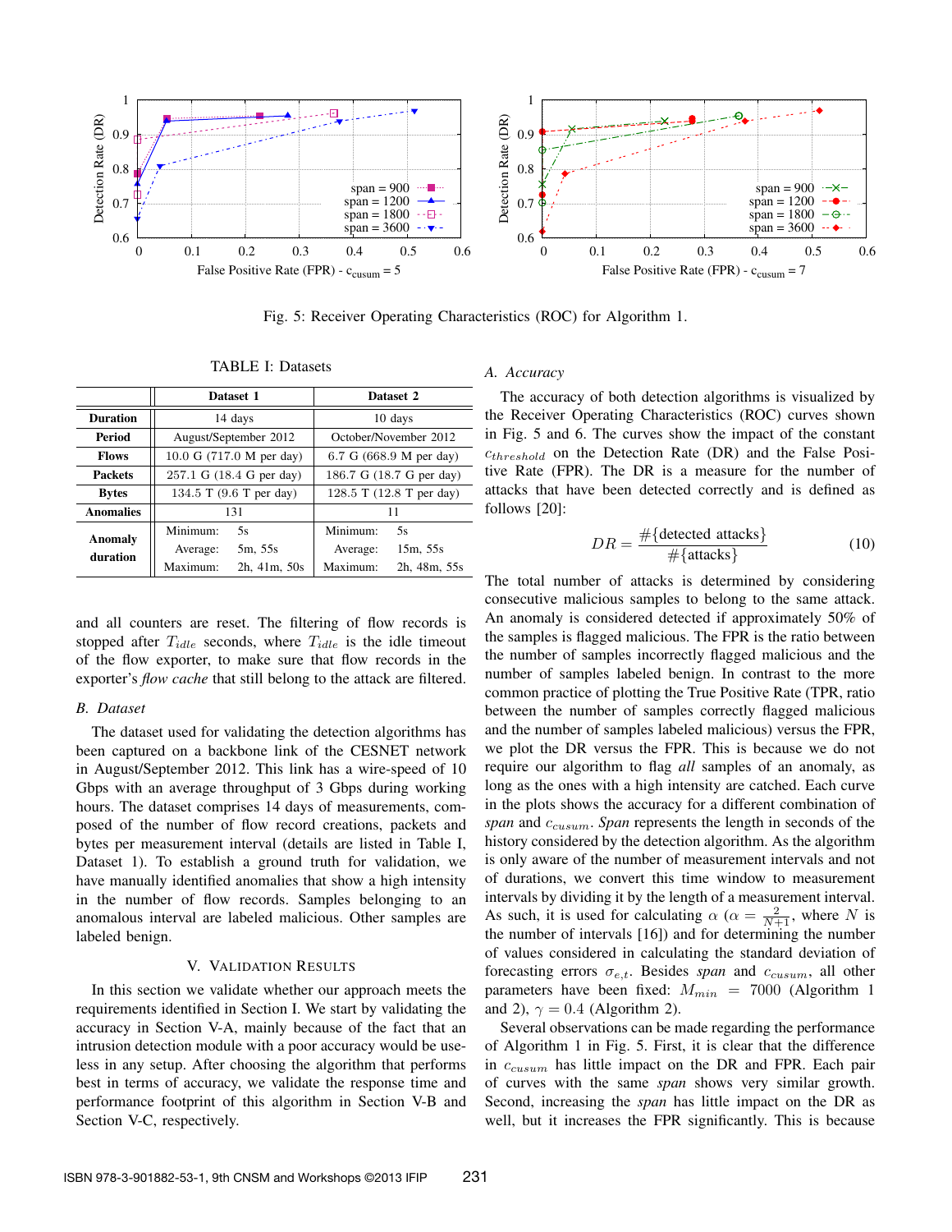Fig. 5: Receiver Operating Characteristics (ROC) for Algorithm 1.

TABLE I: Datasets

| | Dataset 1 | Dataset 2 |
|---|---|---|
| **Duration** | 14 days | 10 days |
| **Period** | August/September 2012 | October/November 2012 |
| **Flows** | 10.0 G (717.0 M per day) | 6.7 G (668.9 M per day) |
| **Packets** | 257.1 G (18.4 G per day) | 186.7 G (18.7 G per day) |
| **Bytes** | 134.5 T (9.6 T per day) | 128.5 T (12.8 T per day) |
| **Anomalies** | 131 | 11 |
| **Anomaly duration** | Minimum: 5s<br>Average: 5m, 55s<br>Maximum: 2h, 41m, 50s | Minimum: 5s<br>Average: 15m, 55s<br>Maximum: 2h, 48m, 55s |

and all counters are reset. The filtering of flow records is stopped after $T_{idle}$ seconds, where $T_{idle}$ is the idle timeout of the flow exporter, to make sure that flow records in the exporter's *flow cache* that still belong to the attack are filtered.

### B. Dataset

The dataset used for validating the detection algorithms has been captured on a backbone link of the CESNET network in August/September 2012. This link has a wire-speed of 10 Gbps with an average throughput of 3 Gbps during working hours. The dataset comprises 14 days of measurements, composed of the number of flow record creations, packets and bytes per measurement interval (details are listed in Table I, Dataset 1). To establish a ground truth for validation, we have manually identified anomalies that show a high intensity in the number of flow records. Samples belonging to an anomalous interval are labeled malicious. Other samples are labeled benign.

## V. Validation Results

In this section we validate whether our approach meets the requirements identified in Section I. We start by validating the accuracy in Section V-A, mainly because of the fact that an intrusion detection module with a poor accuracy would be useless in any setup. After choosing the algorithm that performs best in terms of accuracy, we validate the response time and performance footprint of this algorithm in Section V-B and Section V-C, respectively.

### A. Accuracy

The accuracy of both detection algorithms is visualized by the Receiver Operating Characteristics (ROC) curves shown in Fig. 5 and 6. The curves show the impact of the constant $c_{threshold}$ on the Detection Rate (DR) and the False Positive Rate (FPR). The DR is a measure for the number of attacks that have been detected correctly and is defined as follows [20]:

$$DR = \frac{\#\{\text{detected attacks}\}}{\#\{\text{attacks}\}} \tag{10}$$

The total number of attacks is determined by considering consecutive malicious samples to belong to the same attack. An anomaly is considered detected if approximately 50% of the samples is flagged malicious. The FPR is the ratio between the number of samples incorrectly flagged malicious and the number of samples labeled benign. In contrast to the common practice of plotting the True Positive Rate (TPR, ratio between the number of samples correctly flagged malicious and the number of samples labeled malicious) versus the FPR, we plot the DR versus the FPR. This is because we do not require our algorithm to flag *all* samples of an anomaly, as long as the ones with a high intensity are catched. Each curve in the plots shows the accuracy for a different combination of *span* and $c_{cusum}$. *Span* represents the length in seconds of the history considered by the detection algorithm. As the algorithm is only aware of the number of measurement intervals and not of durations, we convert this time window to measurement intervals by dividing it by the length of a measurement interval. As such, it is used for calculating $\alpha$ ($\alpha = \frac{2}{N+1}$, where $N$ is the number of intervals [16]) and for determining the number of values considered in calculating the standard deviation of forecasting errors $\sigma_{e,t}$. Besides *span* and $c_{cusum}$, all other parameters have been fixed: $M_{min} = 7000$ (Algorithm 1 and 2), $\gamma = 0.4$ (Algorithm 2).

Several observations can be made regarding the performance of Algorithm 1 in Fig. 5. First, it is clear that the difference in $c_{cusum}$ has little impact on the DR and FPR. Each pair of curves with the same *span* shows very similar growth. Second, increasing the *span* has little impact on the DR as well, but it increases the FPR significantly. This is because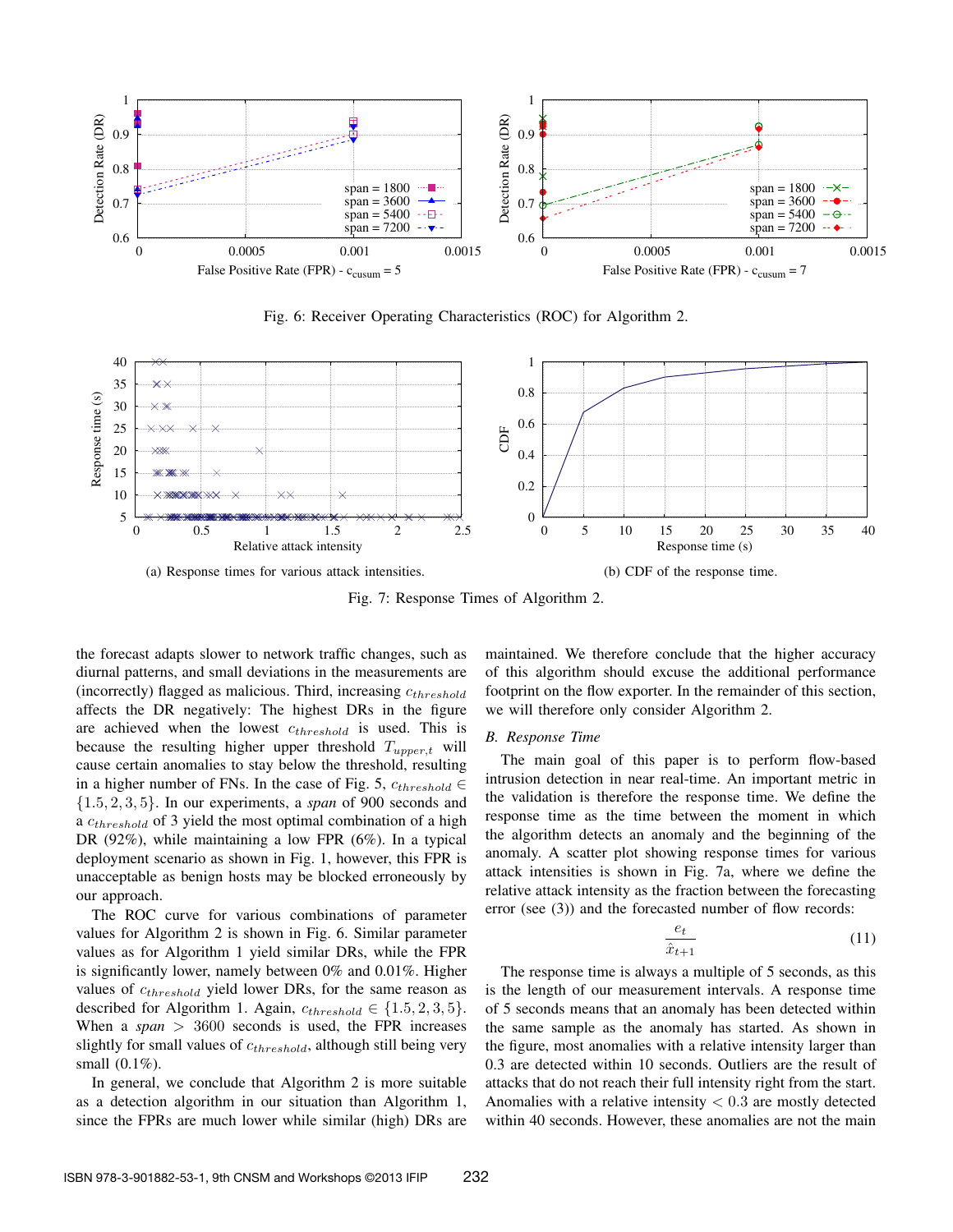Fig. 6: Receiver Operating Characteristics (ROC) for Algorithm 2.

(a) Response times for various attack intensities.

(b) CDF of the response time.

Fig. 7: Response Times of Algorithm 2.

the forecast adapts slower to network traffic changes, such as diurnal patterns, and small deviations in the measurements are (incorrectly) flagged as malicious. Third, increasing $c_{threshold}$ affects the DR negatively: The highest DRs in the figure are achieved when the lowest $c_{threshold}$ is used. This is because the resulting higher upper threshold $T_{upper,t}$ will cause certain anomalies to stay below the threshold, resulting in a higher number of FNs. In the case of Fig. 5, $c_{threshold} \in \{1.5, 2, 3, 5\}$. In our experiments, a *span* of 900 seconds and a $c_{threshold}$ of 3 yield the most optimal combination of a high DR (92%), while maintaining a low FPR (6%). In a typical deployment scenario as shown in Fig. 1, however, this FPR is unacceptable as benign hosts may be blocked erroneously by our approach.

The ROC curve for various combinations of parameter values for Algorithm 2 is shown in Fig. 6. Similar parameter values as for Algorithm 1 yield similar DRs, while the FPR is significantly lower, namely between 0% and 0.01%. Higher values of $c_{threshold}$ yield lower DRs, for the same reason as described for Algorithm 1. Again, $c_{threshold} \in \{1.5, 2, 3, 5\}$. When a *span* $> 3600$ seconds is used, the FPR increases slightly for small values of $c_{threshold}$, although still being very small (0.1%).

In general, we conclude that Algorithm 2 is more suitable as a detection algorithm in our situation than Algorithm 1, since the FPRs are much lower while similar (high) DRs are maintained. We therefore conclude that the higher accuracy of this algorithm should excuse the additional performance footprint on the flow exporter. In the remainder of this section, we will therefore only consider Algorithm 2.

### B. Response Time

The main goal of this paper is to perform flow-based intrusion detection in near real-time. An important metric in the validation is therefore the response time. We define the response time as the time between the moment in which the algorithm detects an anomaly and the beginning of the anomaly. A scatter plot showing response times for various attack intensities is shown in Fig. 7a, where we define the relative attack intensity as the fraction between the forecasting error (see (3)) and the forecasted number of flow records:

$$\frac{e_t}{\hat{x}_{t+1}} \tag{11}$$

The response time is always a multiple of 5 seconds, as this is the length of our measurement intervals. A response time of 5 seconds means that an anomaly has been detected within the same sample as the anomaly has started. As shown in the figure, most anomalies with a relative intensity larger than 0.3 are detected within 10 seconds. Outliers are the result of attacks that do not reach their full intensity right from the start. Anomalies with a relative intensity $< 0.3$ are mostly detected within 40 seconds. However, these anomalies are not the main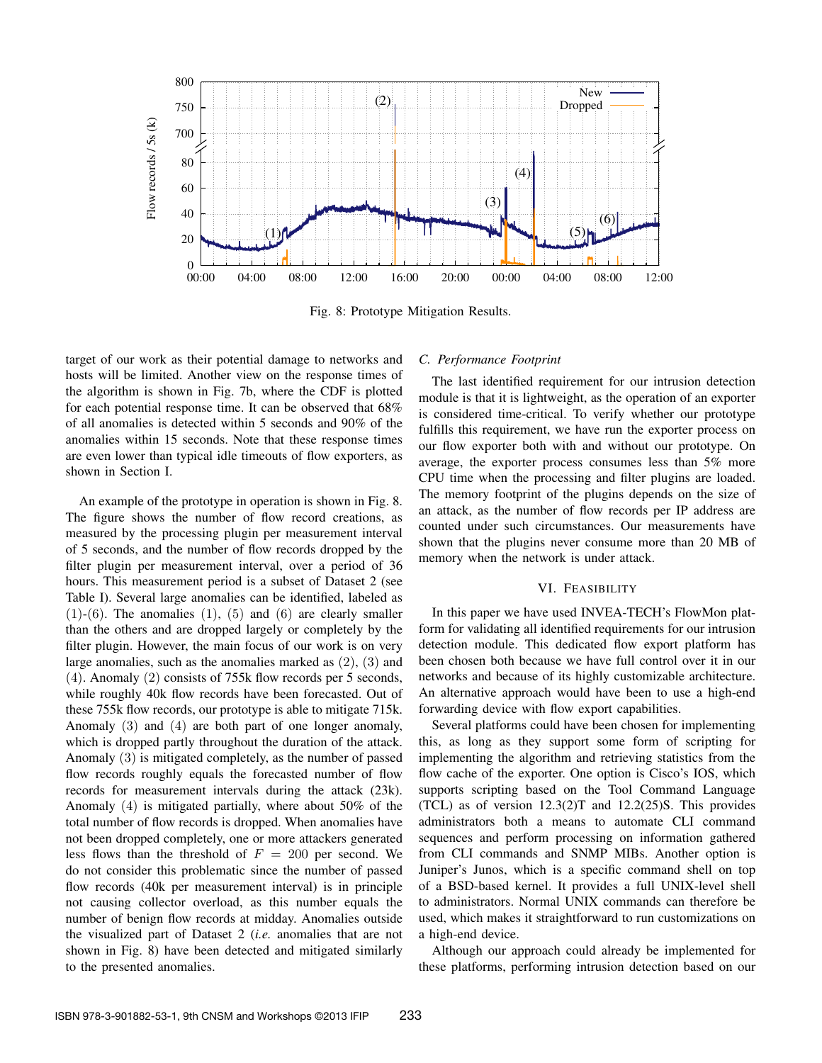Fig. 8: Prototype Mitigation Results.

target of our work as their potential damage to networks and hosts will be limited. Another view on the response times of the algorithm is shown in Fig. 7b, where the CDF is plotted for each potential response time. It can be observed that 68% of all anomalies is detected within 5 seconds and 90% of the anomalies within 15 seconds. Note that these response times are even lower than typical idle timeouts of flow exporters, as shown in Section I.

An example of the prototype in operation is shown in Fig. 8. The figure shows the number of flow record creations, as measured by the processing plugin per measurement interval of 5 seconds, and the number of flow records dropped by the filter plugin per measurement interval, over a period of 36 hours. This measurement period is a subset of Dataset 2 (see Table I). Several large anomalies can be identified, labeled as (1)-(6). The anomalies (1), (5) and (6) are clearly smaller than the others and are dropped largely or completely by the filter plugin. However, the main focus of our work is on very large anomalies, such as the anomalies marked as (2), (3) and (4). Anomaly (2) consists of 755k flow records per 5 seconds, while roughly 40k flow records have been forecasted. Out of these 755k flow records, our prototype is able to mitigate 715k. Anomaly (3) and (4) are both part of one longer anomaly, which is dropped partly throughout the duration of the attack. Anomaly (3) is mitigated completely, as the number of passed flow records roughly equals the forecasted number of flow records for measurement intervals during the attack (23k). Anomaly (4) is mitigated partially, where about 50% of the total number of flow records is dropped. When anomalies have not been dropped completely, one or more attackers generated less flows than the threshold of $F = 200$ per second. We do not consider this problematic since the number of passed flow records (40k per measurement interval) is in principle not causing collector overload, as this number equals the number of benign flow records at midday. Anomalies outside the visualized part of Dataset 2 (*i.e.* anomalies that are not shown in Fig. 8) have been detected and mitigated similarly to the presented anomalies.

### C. Performance Footprint

The last identified requirement for our intrusion detection module is that it is lightweight, as the operation of an exporter is considered time-critical. To verify whether our prototype fulfills this requirement, we have run the exporter process on our flow exporter both with and without our prototype. On average, the exporter process consumes less than 5% more CPU time when the processing and filter plugins are loaded. The memory footprint of the plugins depends on the size of an attack, as the number of flow records per IP address are counted under such circumstances. Our measurements have shown that the plugins never consume more than 20 MB of memory when the network is under attack.

## VI. Feasibility

In this paper we have used INVEA-TECH's FlowMon platform for validating all identified requirements for our intrusion detection module. This dedicated flow export platform has been chosen both because we have full control over it in our networks and because of its highly customizable architecture. An alternative approach would have been to use a high-end forwarding device with flow export capabilities.

Several platforms could have been chosen for implementing this, as long as they support some form of scripting for implementing the algorithm and retrieving statistics from the flow cache of the exporter. One option is Cisco's IOS, which supports scripting based on the Tool Command Language (TCL) as of version 12.3(2)T and 12.2(25)S. This provides administrators both a means to automate CLI command sequences and perform processing on information gathered from CLI commands and SNMP MIBs. Another option is Juniper's Junos, which is a specific command shell on top of a BSD-based kernel. It provides a full UNIX-level shell to administrators. Normal UNIX commands can therefore be used, which makes it straightforward to run customizations on a high-end device.

Although our approach could already be implemented for these platforms, performing intrusion detection based on our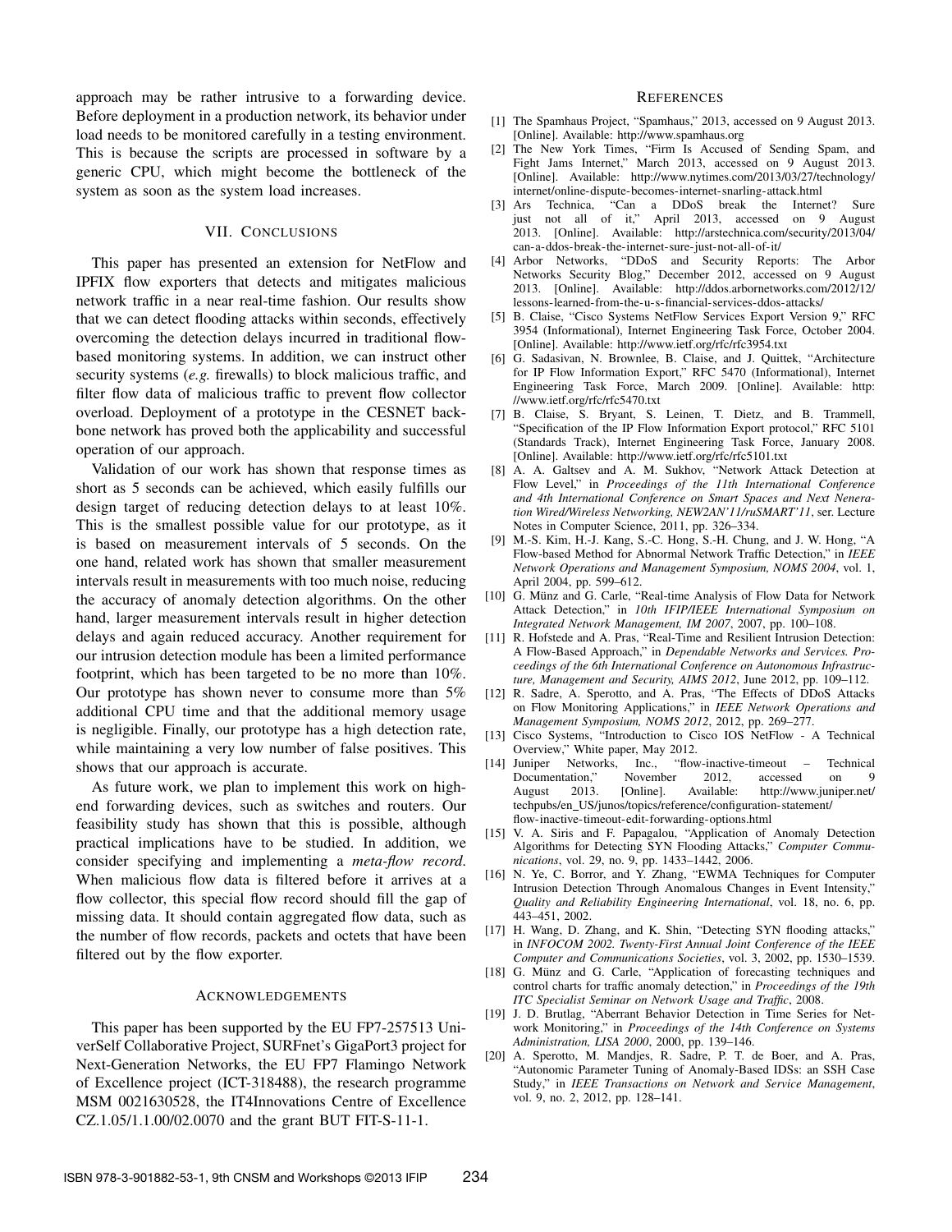approach may be rather intrusive to a forwarding device. Before deployment in a production network, its behavior under load needs to be monitored carefully in a testing environment. This is because the scripts are processed in software by a generic CPU, which might become the bottleneck of the system as soon as the system load increases.

## VII. Conclusions

This paper has presented an extension for NetFlow and IPFIX flow exporters that detects and mitigates malicious network traffic in a near real-time fashion. Our results show that we can detect flooding attacks within seconds, effectively overcoming the detection delays incurred in traditional flow-based monitoring systems. In addition, we can instruct other security systems (*e.g.* firewalls) to block malicious traffic, and filter flow data of malicious traffic to prevent flow collector overload. Deployment of a prototype in the CESNET backbone network has proved both the applicability and successful operation of our approach.

Validation of our work has shown that response times as short as 5 seconds can be achieved, which easily fulfills our design target of reducing detection delays to at least 10%. This is the smallest possible value for our prototype, as it is based on measurement intervals of 5 seconds. On the one hand, related work has shown that smaller measurement intervals result in measurements with too much noise, reducing the accuracy of anomaly detection algorithms. On the other hand, larger measurement intervals result in higher detection delays and again reduced accuracy. Another requirement for our intrusion detection module has been a limited performance footprint, which has been targeted to be no more than 10%. Our prototype has shown never to consume more than 5% additional CPU time and that the additional memory usage is negligible. Finally, our prototype has a high detection rate, while maintaining a very low number of false positives. This shows that our approach is accurate.

As future work, we plan to implement this work on high-end forwarding devices, such as switches and routers. Our feasibility study has shown that this is possible, although practical implications have to be studied. In addition, we consider specifying and implementing a *meta-flow record*. When malicious flow data is filtered before it arrives at a flow collector, this special flow record should fill the gap of missing data. It should contain aggregated flow data, such as the number of flow records, packets and octets that have been filtered out by the flow exporter.

## Acknowledgements

This paper has been supported by the EU FP7-257513 UniverSelf Collaborative Project, SURFnet's GigaPort3 project for Next-Generation Networks, the EU FP7 Flamingo Network of Excellence project (ICT-318488), the research programme MSM 0021630528, the IT4Innovations Centre of Excellence CZ.1.05/1.1.00/02.0070 and the grant BUT FIT-S-11-1.

## References

[1] The Spamhaus Project, "Spamhaus," 2013, accessed on 9 August 2013. [Online]. Available: http://www.spamhaus.org

[2] The New York Times, "Firm Is Accused of Sending Spam, and Fight Jams Internet," March 2013, accessed on 9 August 2013. [Online]. Available: http://www.nytimes.com/2013/03/27/technology/internet/online-dispute-becomes-internet-snarling-attack.html

[3] Ars Technica, "Can a DDoS break the Internet? Sure just not all of it," April 2013, accessed on 9 August 2013. [Online]. Available: http://arstechnica.com/security/2013/04/can-a-ddos-break-the-internet-sure-just-not-all-of-it/

[4] Arbor Networks, "DDoS and Security Reports: The Arbor Networks Security Blog," December 2012, accessed on 9 August 2013. [Online]. Available: http://ddos.arbornetworks.com/2012/12/lessons-learned-from-the-u-s-financial-services-ddos-attacks/

[5] B. Claise, "Cisco Systems NetFlow Services Export Version 9," RFC 3954 (Informational), Internet Engineering Task Force, October 2004. [Online]. Available: http://www.ietf.org/rfc/rfc3954.txt

[6] G. Sadasivan, N. Brownlee, B. Claise, and J. Quittek, "Architecture for IP Flow Information Export," RFC 5470 (Informational), Internet Engineering Task Force, March 2009. [Online]. Available: http://www.ietf.org/rfc/rfc5470.txt

[7] B. Claise, S. Bryant, S. Leinen, T. Dietz, and B. Trammell, "Specification of the IP Flow Information Export protocol," RFC 5101 (Standards Track), Internet Engineering Task Force, January 2008. [Online]. Available: http://www.ietf.org/rfc/rfc5101.txt

[8] A. A. Galtsev and A. M. Sukhov, "Network Attack Detection at Flow Level," in *Proceedings of the 11th International Conference and 4th International Conference on Smart Spaces and Next Generation Wired/Wireless Networking, NEW2AN'11/ruSMART'11*, ser. Lecture Notes in Computer Science, 2011, pp. 326–334.

[9] M.-S. Kim, H.-J. Kang, S.-C. Hong, S.-H. Chung, and J. W. Hong, "A Flow-based Method for Abnormal Network Traffic Detection," in *IEEE Network Operations and Management Symposium, NOMS 2004*, vol. 1, April 2004, pp. 599–612.

[10] G. Münz and G. Carle, "Real-time Analysis of Flow Data for Network Attack Detection," in *10th IFIP/IEEE International Symposium on Integrated Network Management, IM 2007*, 2007, pp. 100–108.

[11] R. Hofstede and A. Pras, "Real-Time and Resilient Intrusion Detection: A Flow-Based Approach," in *Dependable Networks and Services. Proceedings of the 6th International Conference on Autonomous Infrastructure, Management and Security, AIMS 2012*, June 2012, pp. 109–112.

[12] R. Sadre, A. Sperotto, and A. Pras, "The Effects of DDoS Attacks on Flow Monitoring Applications," in *IEEE Network Operations and Management Symposium, NOMS 2012*, 2012, pp. 269–277.

[13] Cisco Systems, "Introduction to Cisco IOS NetFlow - A Technical Overview," White paper, May 2012.

[14] Juniper Networks, Inc., "flow-inactive-timeout – Technical Documentation," November 2012, accessed on 9 August 2013. [Online]. Available: http://www.juniper.net/techpubs/en_US/junos/topics/reference/configuration-statement/flow-inactive-timeout-edit-forwarding-options.html

[15] V. A. Siris and F. Papagalou, "Application of Anomaly Detection Algorithms for Detecting SYN Flooding Attacks," *Computer Communications*, vol. 29, no. 9, pp. 1433–1442, 2006.

[16] N. Ye, C. Borror, and Y. Zhang, "EWMA Techniques for Computer Intrusion Detection Through Anomalous Changes in Event Intensity," *Quality and Reliability Engineering International*, vol. 18, no. 6, pp. 443–451, 2002.

[17] H. Wang, D. Zhang, and K. Shin, "Detecting SYN flooding attacks," in *INFOCOM 2002. Twenty-First Annual Joint Conference of the IEEE Computer and Communications Societies*, vol. 3, 2002, pp. 1530–1539.

[18] G. Münz and G. Carle, "Application of forecasting techniques and control charts for traffic anomaly detection," in *Proceedings of the 19th ITC Specialist Seminar on Network Usage and Traffic*, 2008.

[19] J. D. Brutlag, "Aberrant Behavior Detection in Time Series for Network Monitoring," in *Proceedings of the 14th Conference on Systems Administration, LISA 2000*, 2000, pp. 139–146.

[20] A. Sperotto, M. Mandjes, R. Sadre, P. T. de Boer, and A. Pras, "Autonomic Parameter Tuning of Anomaly-Based IDSs: an SSH Case Study," in *IEEE Transactions on Network and Service Management*, vol. 9, no. 2, 2012, pp. 128–141.